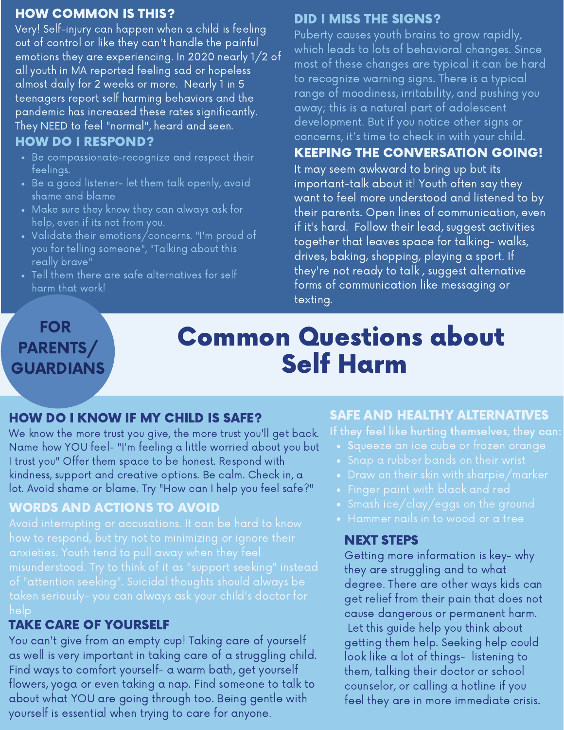# Common Questions about Self Harm

**FOR PARENTS/ GUARDIANS**

## HOW COMMON IS THIS?

Very! Self-injury can happen when a child is feeling out of control or like they can't handle the painful emotions they are experiencing. In 2020 nearly 1/2 of all youth in MA reported feeling sad or hopeless almost daily for 2 weeks or more. Nearly 1 in 5 teenagers report self harming behaviors and the pandemic has increased these rates significantly. They NEED to feel "normal", heard and seen.

## HOW DO I RESPOND?

- Be compassionate-recognize and respect their feelings.
- Be a good listener- let them talk openly, avoid shame and blame
- Make sure they know they can always ask for help, even if its not from you.
- Validate their emotions/concerns. "I'm proud of you for telling someone", "Talking about this really brave"
- Tell them there are safe alternatives for self harm that work!

## DID I MISS THE SIGNS?

Puberty causes youth brains to grow rapidly, which leads to lots of behavioral changes. Since most of these changes are typical it can be hard to recognize warning signs. There is a typical range of moodiness, irritability, and pushing you away; this is a natural part of adolescent development. But if you notice other signs or concerns, it's time to check in with your child.

## KEEPING THE CONVERSATION GOING!

It may seem awkward to bring up but its important-talk about it! Youth often say they want to feel more understood and listened to by their parents. Open lines of communication, even if it's hard. Follow their lead, suggest activities together that leaves space for talking- walks, drives, baking, shopping, playing a sport. If they're not ready to talk , suggest alternative forms of communication like messaging or texting.

## HOW DO I KNOW IF MY CHILD IS SAFE?

We know the more trust you give, the more trust you'll get back. Name how YOU feel- "I'm feeling a little worried about you but I trust you" Offer them space to be honest. Respond with kindness, support and creative options. Be calm. Check in, a lot. Avoid shame or blame. Try "How can I help you feel safe?"

## WORDS AND ACTIONS TO AVOID

Avoid interrupting or accusations. It can be hard to know how to respond, but try not to minimizing or ignore their anxieties. Youth tend to pull away when they feel misunderstood. Try to think of it as "support seeking" instead of "attention seeking". Suicidal thoughts should always be taken seriously- you can always ask your child's doctor for help

## TAKE CARE OF YOURSELF

You can't give from an empty cup! Taking care of yourself as well is very important in taking care of a struggling child. Find ways to comfort yourself- a warm bath, get yourself flowers, yoga or even taking a nap. Find someone to talk to about what YOU are going through too. Being gentle with yourself is essential when trying to care for anyone.

## SAFE AND HEALTHY ALTERNATIVES

**If they feel like hurting themselves, they can:**

- Squeeze an ice cube or frozen orange
- Snap a rubber bands on their wrist
- Draw on their skin with sharpie/marker
- Finger paint with black and red
- Smash ice/clay/eggs on the ground
- Hammer nails in to wood or a tree

## NEXT STEPS

Getting more information is key- why they are struggling and to what degree. There are other ways kids can get relief from their pain that does not cause dangerous or permanent harm. Let this guide help you think about getting them help. Seeking help could look like a lot of things- listening to them, talking their doctor or school counselor, or calling a hotline if you feel they are in more immediate crisis.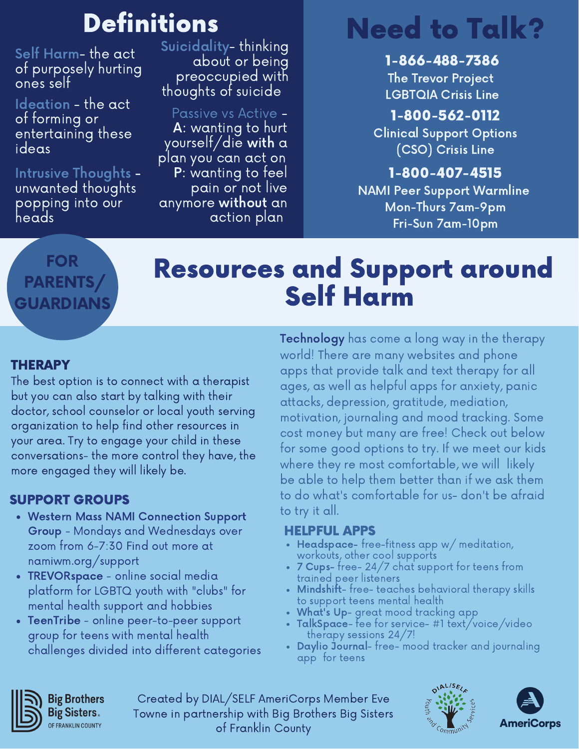# Definitions

**Self Harm**- the act of purposely hurting ones self

**Ideation** - the act of forming or entertaining these ideas

**Intrusive Thoughts** - unwanted thoughts popping into our heads

**Suicidality**- thinking about or being preoccupied with thoughts of suicide

**Passive vs Active** -
**A**: wanting to hurt yourself/die **with** a plan you can act on
**P**: wanting to feel pain or not live anymore **without** an action plan

# Need to Talk?

**1-866-488-7386**
The Trevor Project
LGBTQIA Crisis Line

**1-800-562-0112**
Clinical Support Options
(CSO) Crisis Line

**1-800-407-4515**
NAMI Peer Support Warmline
Mon-Thurs 7am-9pm
Fri-Sun 7am-10pm

**FOR PARENTS/ GUARDIANS**

# Resources and Support around Self Harm

## THERAPY

The best option is to connect with a therapist but you can also start by talking with their doctor, school counselor or local youth serving organization to help find other resources in your area. Try to engage your child in these conversations- the more control they have, the more engaged they will likely be.

## SUPPORT GROUPS

- **Western Mass NAMI Connection Support Group** - Mondays and Wednesdays over zoom from 6-7:30 Find out more at namiwm.org/support
- **TREVORspace** - online social media platform for LGBTQ youth with "clubs" for mental health support and hobbies
- **TeenTribe** - online peer-to-peer support group for teens with mental health challenges divided into different categories

**Technology** has come a long way in the therapy world! There are many websites and phone apps that provide talk and text therapy for all ages, as well as helpful apps for anxiety, panic attacks, depression, gratitude, mediation, motivation, journaling and mood tracking. Some cost money but many are free! Check out below for some good options to try. If we meet our kids where they re most comfortable, we will likely be able to help them better than if we ask them to do what's comfortable for us- don't be afraid to try it all.

## HELPFUL APPS

- **Headspace**- free-fitness app w/ meditation, workouts, other cool supports
- **7 Cups**- free- 24/7 chat support for teens from trained peer listeners
- **Mindshift**- free- teaches behavioral therapy skills to support teens mental health
- **What's Up**- great mood tracking app
- **TalkSpace**- fee for service- #1 text/voice/video therapy sessions 24/7!
- **Daylio Journal**- free- mood tracker and journaling app for teens

Big Brothers Big Sisters of Franklin County

Created by DIAL/SELF AmeriCorps Member Eve Towne in partnership with Big Brothers Big Sisters of Franklin County

DIAL/SELF Youth and Community Services

AmeriCorps